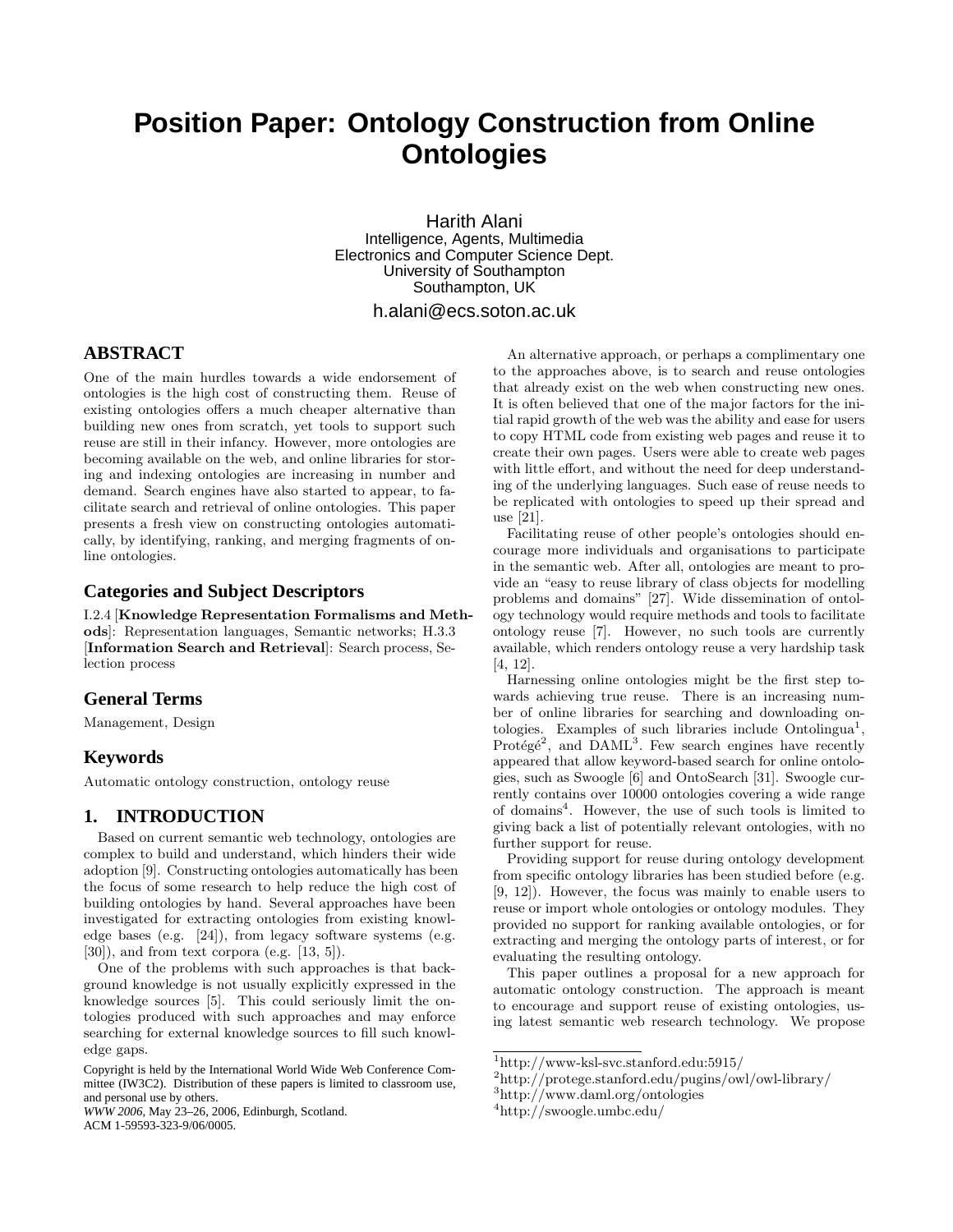# Position Paper: Ontology Construction from Online Ontologies

Harith Alani
Intelligence, Agents, Multimedia
Electronics and Computer Science Dept.
University of Southampton
Southampton, UK
h.alani@ecs.soton.ac.uk

## ABSTRACT

One of the main hurdles towards a wide endorsement of ontologies is the high cost of constructing them. Reuse of existing ontologies offers a much cheaper alternative than building new ones from scratch, yet tools to support such reuse are still in their infancy. However, more ontologies are becoming available on the web, and online libraries for storing and indexing ontologies are increasing in number and demand. Search engines have also started to appear, to facilitate search and retrieval of online ontologies. This paper presents a fresh view on constructing ontologies automatically, by identifying, ranking, and merging fragments of online ontologies.

## Categories and Subject Descriptors

I.2.4 [**Knowledge Representation Formalisms and Methods**]: Representation languages, Semantic networks; H.3.3 [**Information Search and Retrieval**]: Search process, Selection process

## General Terms

Management, Design

## Keywords

Automatic ontology construction, ontology reuse

## 1. INTRODUCTION

Based on current semantic web technology, ontologies are complex to build and understand, which hinders their wide adoption [9]. Constructing ontologies automatically has been the focus of some research to help reduce the high cost of building ontologies by hand. Several approaches have been investigated for extracting ontologies from existing knowledge bases (e.g. [24]), from legacy software systems (e.g. [30]), and from text corpora (e.g. [13, 5]).

One of the problems with such approaches is that background knowledge is not usually explicitly expressed in the knowledge sources [5]. This could seriously limit the ontologies produced with such approaches and may enforce searching for external knowledge sources to fill such knowledge gaps.

Copyright is held by the International World Wide Web Conference Committee (IW3C2). Distribution of these papers is limited to classroom use, and personal use by others.
*WWW 2006*, May 23–26, 2006, Edinburgh, Scotland.
ACM 1-59593-323-9/06/0005.

An alternative approach, or perhaps a complimentary one to the approaches above, is to search and reuse ontologies that already exist on the web when constructing new ones. It is often believed that one of the major factors for the initial rapid growth of the web was the ability and ease for users to copy HTML code from existing web pages and reuse it to create their own pages. Users were able to create web pages with little effort, and without the need for deep understanding of the underlying languages. Such ease of reuse needs to be replicated with ontologies to speed up their spread and use [21].

Facilitating reuse of other people's ontologies should encourage more individuals and organisations to participate in the semantic web. After all, ontologies are meant to provide an "easy to reuse library of class objects for modelling problems and domains" [27]. Wide dissemination of ontology technology would require methods and tools to facilitate ontology reuse [7]. However, no such tools are currently available, which renders ontology reuse a very hardship task [4, 12].

Harnessing online ontologies might be the first step towards achieving true reuse. There is an increasing number of online libraries for searching and downloading ontologies. Examples of such libraries include Ontolingua[1], Protégé[2], and DAML[3]. Few search engines have recently appeared that allow keyword-based search for online ontologies, such as Swoogle [6] and OntoSearch [31]. Swoogle currently contains over 10000 ontologies covering a wide range of domains[4]. However, the use of such tools is limited to giving back a list of potentially relevant ontologies, with no further support for reuse.

Providing support for reuse during ontology development from specific ontology libraries has been studied before (e.g. [9, 12]). However, the focus was mainly to enable users to reuse or import whole ontologies or ontology modules. They provided no support for ranking available ontologies, or for extracting and merging the ontology parts of interest, or for evaluating the resulting ontology.

This paper outlines a proposal for a new approach for automatic ontology construction. The approach is meant to encourage and support reuse of existing ontologies, using latest semantic web research technology. We propose

[1] http://www-ksl-svc.stanford.edu:5915/
[2] http://protege.stanford.edu/pugins/owl/owl-library/
[3] http://www.daml.org/ontologies
[4] http://swoogle.umbc.edu/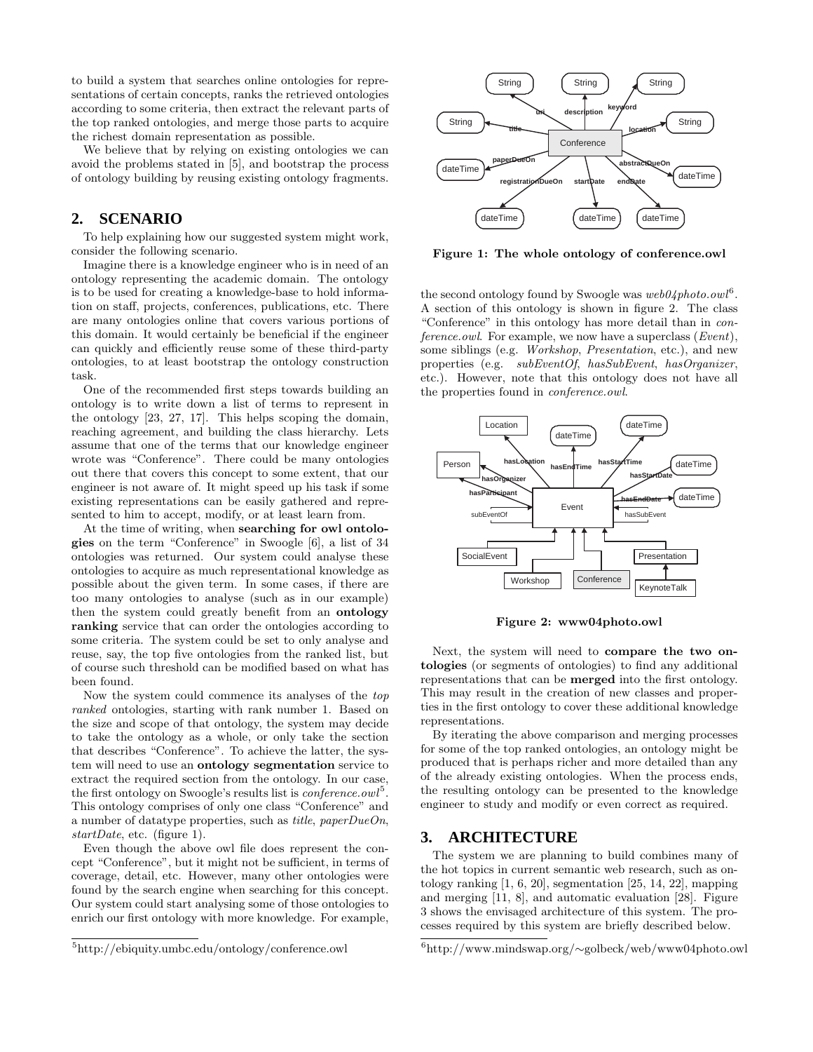to build a system that searches online ontologies for representations of certain concepts, ranks the retrieved ontologies according to some criteria, then extract the relevant parts of the top ranked ontologies, and merge those parts to acquire the richest domain representation as possible.

We believe that by relying on existing ontologies we can avoid the problems stated in [5], and bootstrap the process of ontology building by reusing existing ontology fragments.

## 2. SCENARIO

To help explaining how our suggested system might work, consider the following scenario.

Imagine there is a knowledge engineer who is in need of an ontology representing the academic domain. The ontology is to be used for creating a knowledge-base to hold information on staff, projects, conferences, publications, etc. There are many ontologies online that covers various portions of this domain. It would certainly be beneficial if the engineer can quickly and efficiently reuse some of these third-party ontologies, to at least bootstrap the ontology construction task.

One of the recommended first steps towards building an ontology is to write down a list of terms to represent in the ontology [23, 27, 17]. This helps scoping the domain, reaching agreement, and building the class hierarchy. Lets assume that one of the terms that our knowledge engineer wrote was "Conference". There could be many ontologies out there that covers this concept to some extent, that our engineer is not aware of. It might speed up his task if some existing representations can be easily gathered and represented to him to accept, modify, or at least learn from.

At the time of writing, when **searching for owl ontologies** on the term "Conference" in Swoogle [6], a list of 34 ontologies was returned. Our system could analyse these ontologies to acquire as much representational knowledge as possible about the given term. In some cases, if there are too many ontologies to analyse (such as in our example) then the system could greatly benefit from an **ontology ranking** service that can order the ontologies according to some criteria. The system could be set to only analyse and reuse, say, the top five ontologies from the ranked list, but of course such threshold can be modified based on what has been found.

Now the system could commence its analyses of the *top ranked* ontologies, starting with rank number 1. Based on the size and scope of that ontology, the system may decide to take the ontology as a whole, or only take the section that describes "Conference". To achieve the latter, the system will need to use an **ontology segmentation** service to extract the required section from the ontology. In our case, the first ontology on Swoogle's results list is *conference.owl*[5]. This ontology comprises of only one class "Conference" and a number of datatype properties, such as *title*, *paperDueOn*, *startDate*, etc. (figure 1).

Even though the above owl file does represent the concept "Conference", but it might not be sufficient, in terms of coverage, detail, etc. However, many other ontologies were found by the search engine when searching for this concept. Our system could start analysing some of those ontologies to enrich our first ontology with more knowledge. For example, the second ontology found by Swoogle was *web04photo.owl*[6]. A section of this ontology is shown in figure 2. The class "Conference" in this ontology has more detail than in *conference.owl*. For example, we now have a superclass (*Event*), some siblings (e.g. *Workshop*, *Presentation*, etc.), and new properties (e.g. *subEventOf*, *hasSubEvent*, *hasOrganizer*, etc.). However, note that this ontology does not have all the properties found in *conference.owl*.

**Figure 1: The whole ontology of conference.owl**

**Figure 2: www04photo.owl**

Next, the system will need to **compare the two ontologies** (or segments of ontologies) to find any additional representations that can be **merged** into the first ontology. This may result in the creation of new classes and properties in the first ontology to cover these additional knowledge representations.

By iterating the above comparison and merging processes for some of the top ranked ontologies, an ontology might be produced that is perhaps richer and more detailed than any of the already existing ontologies. When the process ends, the resulting ontology can be presented to the knowledge engineer to study and modify or even correct as required.

## 3. ARCHITECTURE

The system we are planning to build combines many of the hot topics in current semantic web research, such as ontology ranking [1, 6, 20], segmentation [25, 14, 22], mapping and merging [11, 8], and automatic evaluation [28]. Figure 3 shows the envisaged architecture of this system. The processes required by this system are briefly described below.

[5] http://ebiquity.umbc.edu/ontology/conference.owl

[6] http://www.mindswap.org/~golbeck/web/www04photo.owl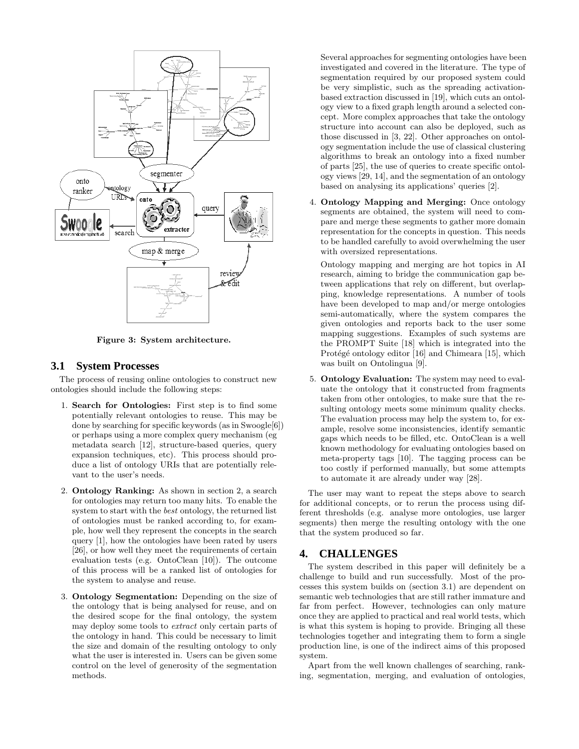Figure 3: System architecture.

### 3.1 System Processes

The process of reusing online ontologies to construct new ontologies should include the following steps:

1. **Search for Ontologies:** First step is to find some potentially relevant ontologies to reuse. This may be done by searching for specific keywords (as in Swoogle[6]) or perhaps using a more complex query mechanism (eg metadata search [12], structure-based queries, query expansion techniques, etc). This process should produce a list of ontology URIs that are potentially relevant to the user's needs.

2. **Ontology Ranking:** As shown in section 2, a search for ontologies may return too many hits. To enable the system to start with the *best* ontology, the returned list of ontologies must be ranked according to, for example, how well they represent the concepts in the search query [1], how the ontologies have been rated by users [26], or how well they meet the requirements of certain evaluation tests (e.g. OntoClean [10]). The outcome of this process will be a ranked list of ontologies for the system to analyse and reuse.

3. **Ontology Segmentation:** Depending on the size of the ontology that is being analysed for reuse, and on the desired scope for the final ontology, the system may deploy some tools to *extract* only certain parts of the ontology in hand. This could be necessary to limit the size and domain of the resulting ontology to only what the user is interested in. Users can be given some control on the level of generosity of the segmentation methods.

   Several approaches for segmenting ontologies have been investigated and covered in the literature. The type of segmentation required by our proposed system could be very simplistic, such as the spreading activation-based extraction discussed in [19], which cuts an ontology view to a fixed graph length around a selected concept. More complex approaches that take the ontology structure into account can also be deployed, such as those discussed in [3, 22]. Other approaches on ontology segmentation include the use of classical clustering algorithms to break an ontology into a fixed number of parts [25], the use of queries to create specific ontology views [29, 14], and the segmentation of an ontology based on analysing its applications' queries [2].

4. **Ontology Mapping and Merging:** Once ontology segments are obtained, the system will need to compare and merge these segments to gather more domain representation for the concepts in question. This needs to be handled carefully to avoid overwhelming the user with oversized representations.

   Ontology mapping and merging are hot topics in AI research, aiming to bridge the communication gap between applications that rely on different, but overlapping, knowledge representations. A number of tools have been developed to map and/or merge ontologies semi-automatically, where the system compares the given ontologies and reports back to the user some mapping suggestions. Examples of such systems are the PROMPT Suite [18] which is integrated into the Protégé ontology editor [16] and Chimeara [15], which was built on Ontolingua [9].

5. **Ontology Evaluation:** The system may need to evaluate the ontology that it constructed from fragments taken from other ontologies, to make sure that the resulting ontology meets some minimum quality checks. The evaluation process may help the system to, for example, resolve some inconsistencies, identify semantic gaps which needs to be filled, etc. OntoClean is a well known methodology for evaluating ontologies based on meta-property tags [10]. The tagging process can be too costly if performed manually, but some attempts to automate it are already under way [28].

The user may want to repeat the steps above to search for additional concepts, or to rerun the process using different thresholds (e.g. analyse more ontologies, use larger segments) then merge the resulting ontology with the one that the system produced so far.

## 4. CHALLENGES

The system described in this paper will definitely be a challenge to build and run successfully. Most of the processes this system builds on (section 3.1) are dependent on semantic web technologies that are still rather immature and far from perfect. However, technologies can only mature once they are applied to practical and real world tests, which is what this system is hoping to provide. Bringing all these technologies together and integrating them to form a single production line, is one of the indirect aims of this proposed system.

Apart from the well known challenges of searching, ranking, segmentation, merging, and evaluation of ontologies,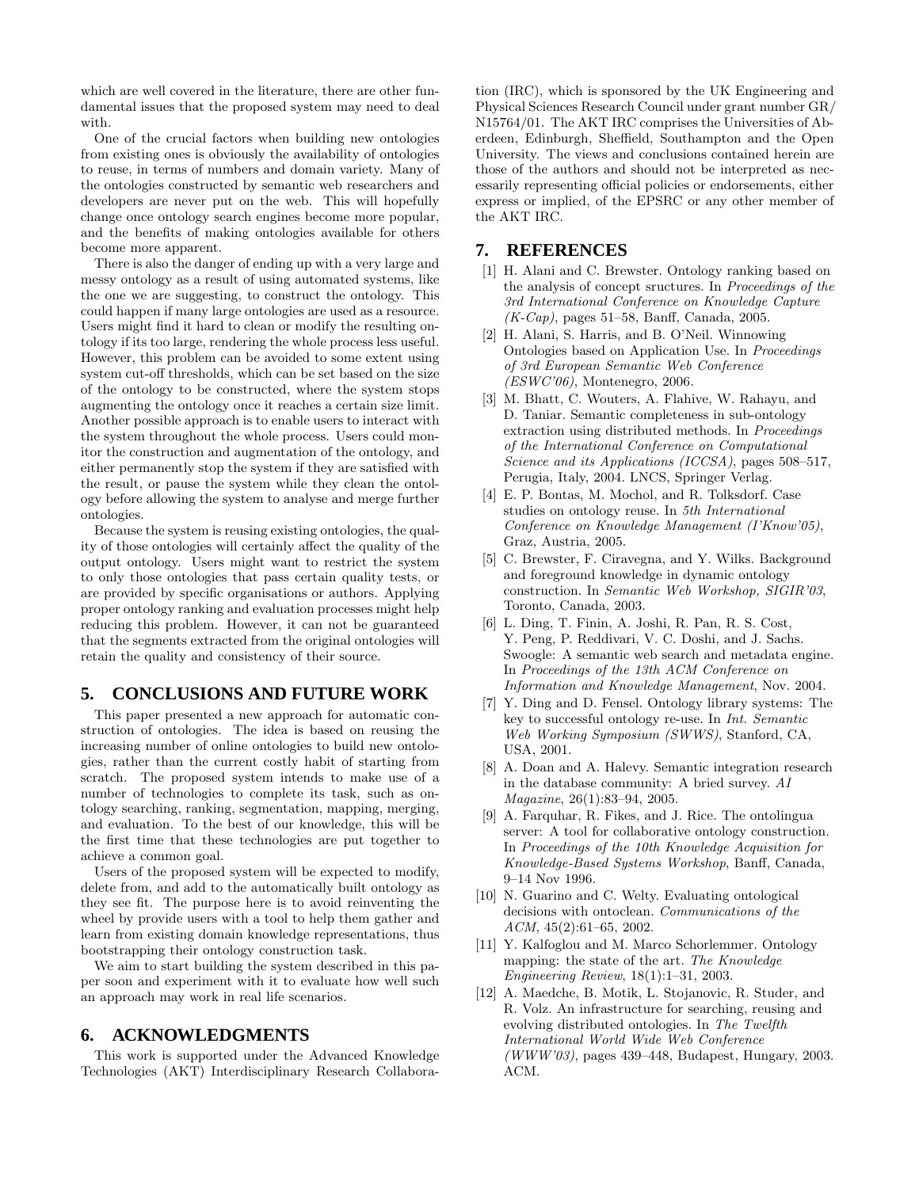which are well covered in the literature, there are other fundamental issues that the proposed system may need to deal with.

One of the crucial factors when building new ontologies from existing ones is obviously the availability of ontologies to reuse, in terms of numbers and domain variety. Many of the ontologies constructed by semantic web researchers and developers are never put on the web. This will hopefully change once ontology search engines become more popular, and the benefits of making ontologies available for others become more apparent.

There is also the danger of ending up with a very large and messy ontology as a result of using automated systems, like the one we are suggesting, to construct the ontology. This could happen if many large ontologies are used as a resource. Users might find it hard to clean or modify the resulting ontology if its too large, rendering the whole process less useful. However, this problem can be avoided to some extent using system cut-off thresholds, which can be set based on the size of the ontology to be constructed, where the system stops augmenting the ontology once it reaches a certain size limit. Another possible approach is to enable users to interact with the system throughout the whole process. Users could monitor the construction and augmentation of the ontology, and either permanently stop the system if they are satisfied with the result, or pause the system while they clean the ontology before allowing the system to analyse and merge further ontologies.

Because the system is reusing existing ontologies, the quality of those ontologies will certainly affect the quality of the output ontology. Users might want to restrict the system to only those ontologies that pass certain quality tests, or are provided by specific organisations or authors. Applying proper ontology ranking and evaluation processes might help reducing this problem. However, it can not be guaranteed that the segments extracted from the original ontologies will retain the quality and consistency of their source.

## 5. CONCLUSIONS AND FUTURE WORK

This paper presented a new approach for automatic construction of ontologies. The idea is based on reusing the increasing number of online ontologies to build new ontologies, rather than the current costly habit of starting from scratch. The proposed system intends to make use of a number of technologies to complete its task, such as ontology searching, ranking, segmentation, mapping, merging, and evaluation. To the best of our knowledge, this will be the first time that these technologies are put together to achieve a common goal.

Users of the proposed system will be expected to modify, delete from, and add to the automatically built ontology as they see fit. The purpose here is to avoid reinventing the wheel by provide users with a tool to help them gather and learn from existing domain knowledge representations, thus bootstrapping their ontology construction task.

We aim to start building the system described in this paper soon and experiment with it to evaluate how well such an approach may work in real life scenarios.

## 6. ACKNOWLEDGMENTS

This work is supported under the Advanced Knowledge Technologies (AKT) Interdisciplinary Research Collaboration (IRC), which is sponsored by the UK Engineering and Physical Sciences Research Council under grant number GR/N15764/01. The AKT IRC comprises the Universities of Aberdeen, Edinburgh, Sheffield, Southampton and the Open University. The views and conclusions contained herein are those of the authors and should not be interpreted as necessarily representing official policies or endorsements, either express or implied, of the EPSRC or any other member of the AKT IRC.

## 7. REFERENCES

[1] H. Alani and C. Brewster. Ontology ranking based on the analysis of concept sructures. In *Proceedings of the 3rd International Conference on Knowledge Capture (K-Cap)*, pages 51–58, Banff, Canada, 2005.

[2] H. Alani, S. Harris, and B. O'Neil. Winnowing Ontologies based on Application Use. In *Proceedings of 3rd European Semantic Web Conference (ESWC'06)*, Montenegro, 2006.

[3] M. Bhatt, C. Wouters, A. Flahive, W. Rahayu, and D. Taniar. Semantic completeness in sub-ontology extraction using distributed methods. In *Proceedings of the International Conference on Computational Science and its Applications (ICCSA)*, pages 508–517, Perugia, Italy, 2004. LNCS, Springer Verlag.

[4] E. P. Bontas, M. Mochol, and R. Tolksdorf. Case studies on ontology reuse. In *5th International Conference on Knowledge Management (I'Know'05)*, Graz, Austria, 2005.

[5] C. Brewster, F. Ciravegna, and Y. Wilks. Background and foreground knowledge in dynamic ontology construction. In *Semantic Web Workshop, SIGIR'03*, Toronto, Canada, 2003.

[6] L. Ding, T. Finin, A. Joshi, R. Pan, R. S. Cost, Y. Peng, P. Reddivari, V. C. Doshi, and J. Sachs. Swoogle: A semantic web search and metadata engine. In *Proceedings of the 13th ACM Conference on Information and Knowledge Management*, Nov. 2004.

[7] Y. Ding and D. Fensel. Ontology library systems: The key to successful ontology re-use. In *Int. Semantic Web Working Symposium (SWWS)*, Stanford, CA, USA, 2001.

[8] A. Doan and A. Halevy. Semantic integration research in the database community: A bried survey. *AI Magazine*, 26(1):83–94, 2005.

[9] A. Farquhar, R. Fikes, and J. Rice. The ontolingua server: A tool for collaborative ontology construction. In *Proceedings of the 10th Knowledge Acquisition for Knowledge-Based Systems Workshop*, Banff, Canada, 9–14 Nov 1996.

[10] N. Guarino and C. Welty. Evaluating ontological decisions with ontoclean. *Communications of the ACM*, 45(2):61–65, 2002.

[11] Y. Kalfoglou and M. Marco Schorlemmer. Ontology mapping: the state of the art. *The Knowledge Engineering Review*, 18(1):1–31, 2003.

[12] A. Maedche, B. Motik, L. Stojanovic, R. Studer, and R. Volz. An infrastructure for searching, reusing and evolving distributed ontologies. In *The Twelfth International World Wide Web Conference (WWW'03)*, pages 439–448, Budapest, Hungary, 2003. ACM.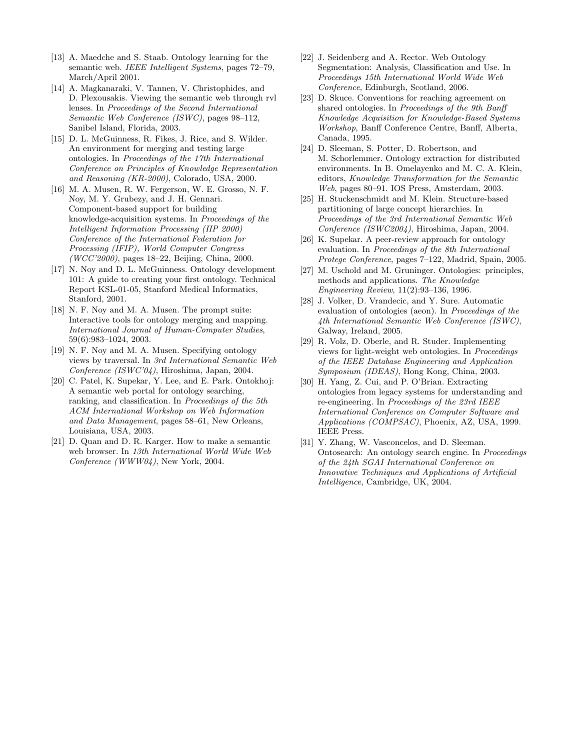[13] A. Maedche and S. Staab. Ontology learning for the semantic web. *IEEE Intelligent Systems*, pages 72–79, March/April 2001.

[14] A. Magkanaraki, V. Tannen, V. Christophides, and D. Plexousakis. Viewing the semantic web through rvl lenses. In *Proceedings of the Second International Semantic Web Conference (ISWC)*, pages 98–112, Sanibel Island, Florida, 2003.

[15] D. L. McGuinness, R. Fikes, J. Rice, and S. Wilder. An environment for merging and testing large ontologies. In *Proceedings of the 17th International Conference on Principles of Knowledge Representation and Reasoning (KR-2000)*, Colorado, USA, 2000.

[16] M. A. Musen, R. W. Fergerson, W. E. Grosso, N. F. Noy, M. Y. Grubezy, and J. H. Gennari. Component-based support for building knowledge-acquisition systems. In *Proceedings of the Intelligent Information Processing (IIP 2000) Conference of the International Federation for Processing (IFIP), World Computer Congress (WCC'2000)*, pages 18–22, Beijing, China, 2000.

[17] N. Noy and D. L. McGuinness. Ontology development 101: A guide to creating your first ontology. Technical Report KSL-01-05, Stanford Medical Informatics, Stanford, 2001.

[18] N. F. Noy and M. A. Musen. The prompt suite: Interactive tools for ontology merging and mapping. *International Journal of Human-Computer Studies*, 59(6):983–1024, 2003.

[19] N. F. Noy and M. A. Musen. Specifying ontology views by traversal. In *3rd International Semantic Web Conference (ISWC'04)*, Hiroshima, Japan, 2004.

[20] C. Patel, K. Supekar, Y. Lee, and E. Park. Ontokhoj: A semantic web portal for ontology searching, ranking, and classification. In *Proceedings of the 5th ACM International Workshop on Web Information and Data Management*, pages 58–61, New Orleans, Louisiana, USA, 2003.

[21] D. Quan and D. R. Karger. How to make a semantic web browser. In *13th International World Wide Web Conference (WWW04)*, New York, 2004.

[22] J. Seidenberg and A. Rector. Web Ontology Segmentation: Analysis, Classification and Use. In *Proceedings 15th International World Wide Web Conference*, Edinburgh, Scotland, 2006.

[23] D. Skuce. Conventions for reaching agreement on shared ontologies. In *Proceedings of the 9th Banff Knowledge Acquisition for Knowledge-Based Systems Workshop*, Banff Conference Centre, Banff, Alberta, Canada, 1995.

[24] D. Sleeman, S. Potter, D. Robertson, and M. Schorlemmer. Ontology extraction for distributed environments. In B. Omelayenko and M. C. A. Klein, editors, *Knowledge Transformation for the Semantic Web*, pages 80–91. IOS Press, Amsterdam, 2003.

[25] H. Stuckenschmidt and M. Klein. Structure-based partitioning of large concept hierarchies. In *Proceedings of the 3rd International Semantic Web Conference (ISWC2004)*, Hiroshima, Japan, 2004.

[26] K. Supekar. A peer-review approach for ontology evaluation. In *Proceedings of the 8th International Protege Conference*, pages 7–122, Madrid, Spain, 2005.

[27] M. Uschold and M. Gruninger. Ontologies: principles, methods and applications. *The Knowledge Engineering Review*, 11(2):93–136, 1996.

[28] J. Volker, D. Vrandecic, and Y. Sure. Automatic evaluation of ontologies (aeon). In *Proceedings of the 4th International Semantic Web Conference (ISWC)*, Galway, Ireland, 2005.

[29] R. Volz, D. Oberle, and R. Studer. Implementing views for light-weight web ontologies. In *Proceedings of the IEEE Database Engineering and Application Symposium (IDEAS)*, Hong Kong, China, 2003.

[30] H. Yang, Z. Cui, and P. O'Brian. Extracting ontologies from legacy systems for understanding and re-engineering. In *Proceedings of the 23rd IEEE International Conference on Computer Software and Applications (COMPSAC)*, Phoenix, AZ, USA, 1999. IEEE Press.

[31] Y. Zhang, W. Vasconcelos, and D. Sleeman. Ontosearch: An ontology search engine. In *Proceedings of the 24th SGAI International Conference on Innovative Techniques and Applications of Artificial Intelligence*, Cambridge, UK, 2004.